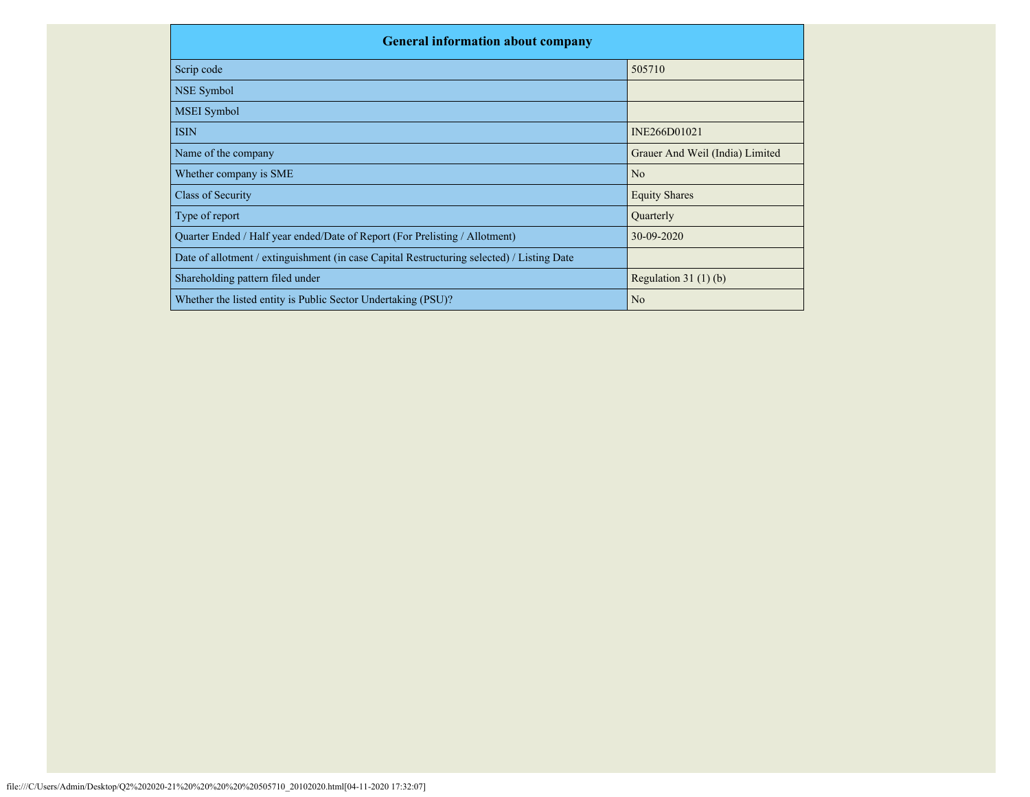| General information about company | |
|---|---|
| Scrip code | 505710 |
| NSE Symbol | |
| MSEI Symbol | |
| ISIN | INE266D01021 |
| Name of the company | Grauer And Weil (India) Limited |
| Whether company is SME | No |
| Class of Security | Equity Shares |
| Type of report | Quarterly |
| Quarter Ended / Half year ended/Date of Report (For Prelisting / Allotment) | 30-09-2020 |
| Date of allotment / extinguishment (in case Capital Restructuring selected) / Listing Date | |
| Shareholding pattern filed under | Regulation 31 (1) (b) |
| Whether the listed entity is Public Sector Undertaking (PSU)? | No |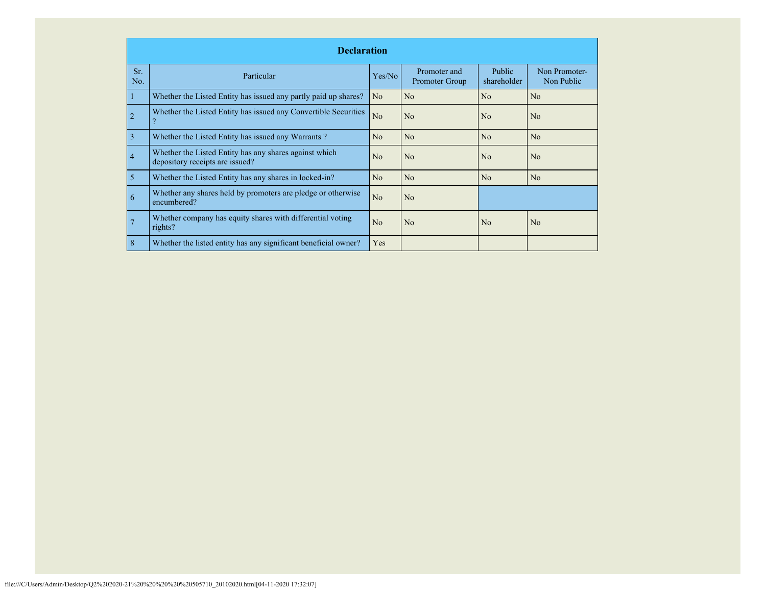| Declaration | | | | | |
|---|---|---|---|---|---|
| Sr. No. | Particular | Yes/No | Promoter and Promoter Group | Public shareholder | Non Promoter- Non Public |
| 1 | Whether the Listed Entity has issued any partly paid up shares? | No | No | No | No |
| 2 | Whether the Listed Entity has issued any Convertible Securities ? | No | No | No | No |
| 3 | Whether the Listed Entity has issued any Warrants ? | No | No | No | No |
| 4 | Whether the Listed Entity has any shares against which depository receipts are issued? | No | No | No | No |
| 5 | Whether the Listed Entity has any shares in locked-in? | No | No | No | No |
| 6 | Whether any shares held by promoters are pledge or otherwise encumbered? | No | No | | |
| 7 | Whether company has equity shares with differential voting rights? | No | No | No | No |
| 8 | Whether the listed entity has any significant beneficial owner? | Yes | | | |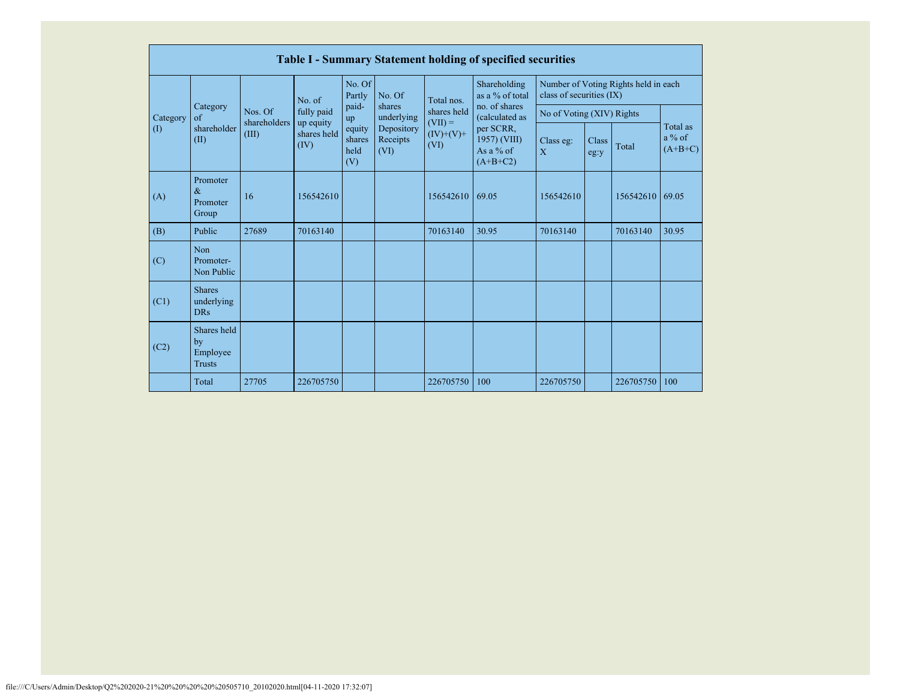## Table I - Summary Statement holding of specified securities

| Category (I) | Category of shareholder (II) | Nos. Of shareholders (III) | No. of fully paid up equity shares held (IV) | No. Of Partly paid-up equity shares held (V) | No. Of shares underlying Depository Receipts (VI) | Total nos. shares held (VII) = (IV)+(V)+ (VI) | Shareholding as a % of total no. of shares (calculated as per SCRR, 1957) (VIII) As a % of (A+B+C2) | Number of Voting Rights held in each class of securities (IX) | | | |
|---|---|---|---|---|---|---|---|---|---|---|---|
| | | | | | | | | No of Voting (XIV) Rights | | | Total as a % of (A+B+C) |
| | | | | | | | | Class eg: X | Class eg:y | Total | |
| (A) | Promoter & Promoter Group | 16 | 156542610 | | | 156542610 | 69.05 | 156542610 | | 156542610 | 69.05 |
| (B) | Public | 27689 | 70163140 | | | 70163140 | 30.95 | 70163140 | | 70163140 | 30.95 |
| (C) | Non Promoter- Non Public | | | | | | | | | | |
| (C1) | Shares underlying DRs | | | | | | | | | | |
| (C2) | Shares held by Employee Trusts | | | | | | | | | | |
| | Total | 27705 | 226705750 | | | 226705750 | 100 | 226705750 | | 226705750 | 100 |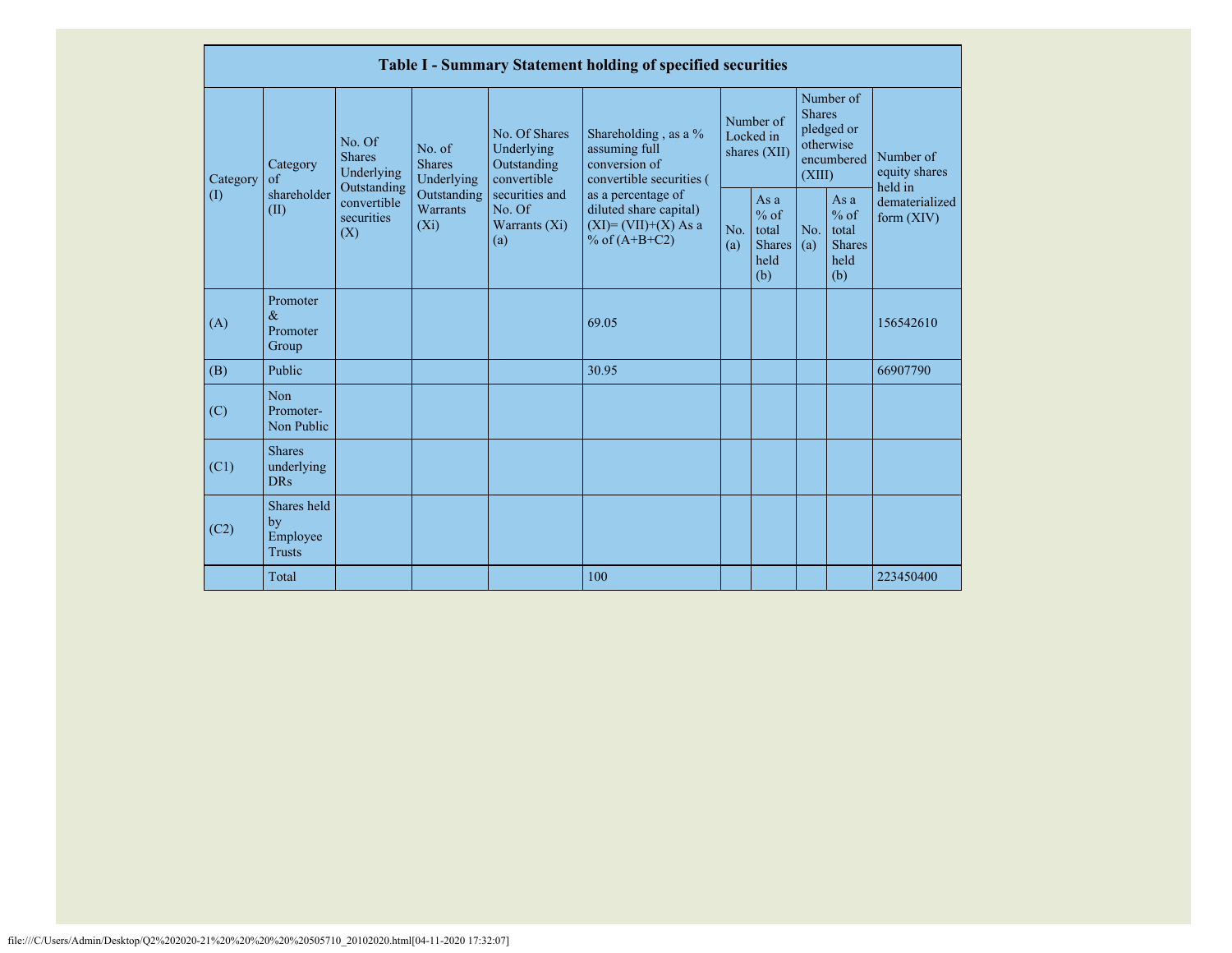| Table I - Summary Statement holding of specified securities | | | | | | | | | | |
|---|---|---|---|---|---|---|---|---|---|---|
| Category (I) | Category of shareholder (II) | No. Of Shares Underlying Outstanding convertible securities (X) | No. of Shares Underlying Outstanding Warrants (Xi) | No. Of Shares Underlying Outstanding convertible securities and No. Of Warrants (Xi) (a) | Shareholding , as a % assuming full conversion of convertible securities ( as a percentage of diluted share capital) (XI)= (VII)+(X) As a % of (A+B+C2) | Number of Locked in shares (XII) | | Number of Shares pledged or otherwise encumbered (XIII) | | Number of equity shares held in dematerialized form (XIV) |
| | | | | | | No. (a) | As a % of total Shares held (b) | No. (a) | As a % of total Shares held (b) | |
| (A) | Promoter & Promoter Group | | | | 69.05 | | | | | 156542610 |
| (B) | Public | | | | 30.95 | | | | | 66907790 |
| (C) | Non Promoter- Non Public | | | | | | | | | |
| (C1) | Shares underlying DRs | | | | | | | | | |
| (C2) | Shares held by Employee Trusts | | | | | | | | | |
| | Total | | | | 100 | | | | | 223450400 |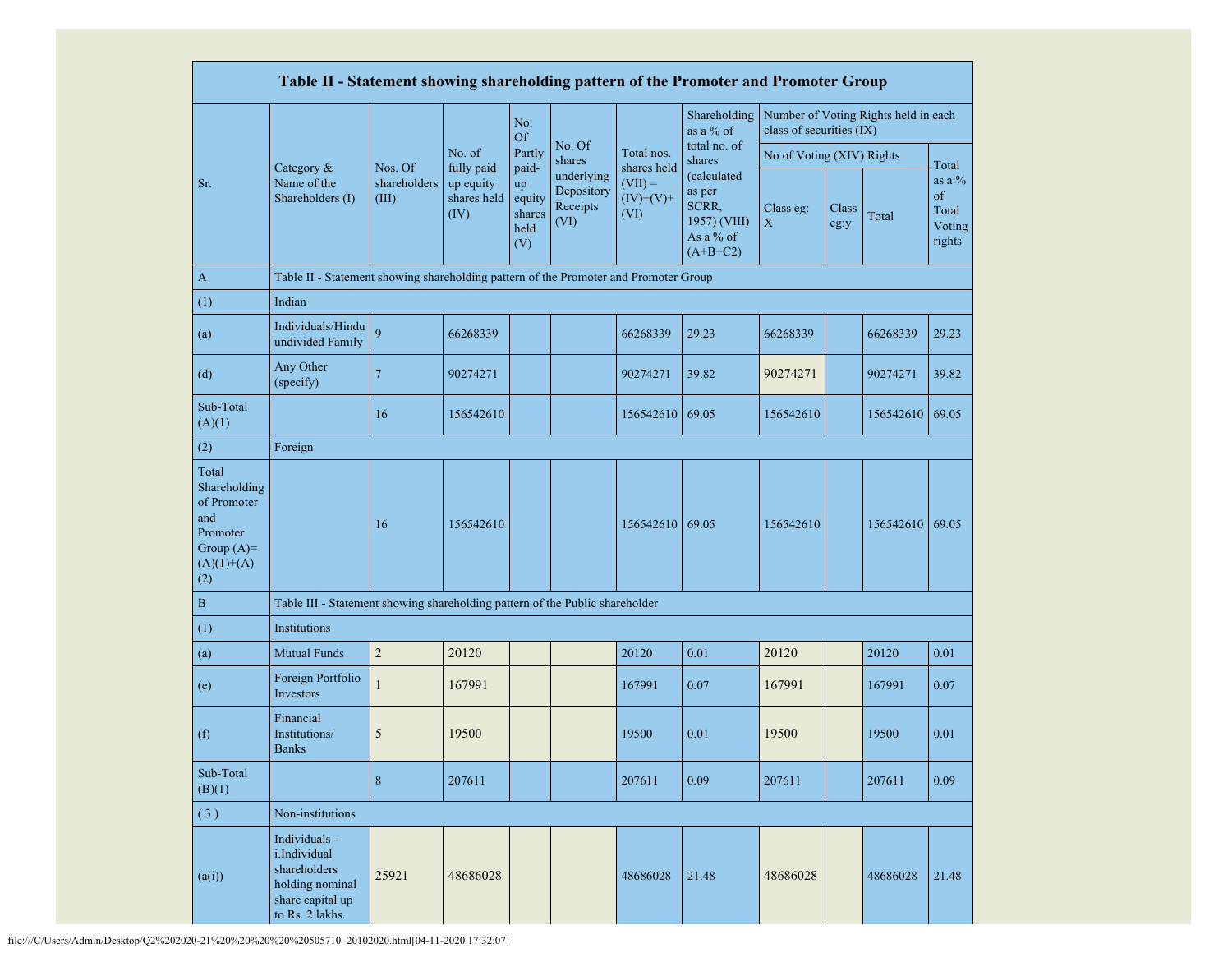| Table II - Statement showing shareholding pattern of the Promoter and Promoter Group | | | | | | | | | | | |
|---|---|---|---|---|---|---|---|---|---|---|---|
| Sr. | Category & Name of the Shareholders (I) | Nos. Of shareholders (III) | No. of fully paid up equity shares held (IV) | No. Of Partly paid-up equity shares held (V) | No. Of shares underlying Depository Receipts (VI) | Total nos. shares held (VII) = (IV)+(V)+ (VI) | Shareholding as a % of total no. of shares (calculated as per SCRR, 1957) (VIII) As a % of (A+B+C2) | Number of Voting Rights held in each class of securities (IX) | | | |
| | | | | | | | | No of Voting (XIV) Rights | | | Total as a % of Total Voting rights |
| | | | | | | | | Class eg: X | Class eg:y | Total | |
| A | Table II - Statement showing shareholding pattern of the Promoter and Promoter Group | | | | | | | | | | |
| (1) | Indian | | | | | | | | | | |
| (a) | Individuals/Hindu undivided Family | 9 | 66268339 | | | 66268339 | 29.23 | 66268339 | | 66268339 | 29.23 |
| (d) | Any Other (specify) | 7 | 90274271 | | | 90274271 | 39.82 | 90274271 | | 90274271 | 39.82 |
| Sub-Total (A)(1) | | 16 | 156542610 | | | 156542610 | 69.05 | 156542610 | | 156542610 | 69.05 |
| (2) | Foreign | | | | | | | | | | |
| Total Shareholding of Promoter and Promoter Group (A)=(A)(1)+(A)(2) | | 16 | 156542610 | | | 156542610 | 69.05 | 156542610 | | 156542610 | 69.05 |
| B | Table III - Statement showing shareholding pattern of the Public shareholder | | | | | | | | | | |
| (1) | Institutions | | | | | | | | | | |
| (a) | Mutual Funds | 2 | 20120 | | | 20120 | 0.01 | 20120 | | 20120 | 0.01 |
| (e) | Foreign Portfolio Investors | 1 | 167991 | | | 167991 | 0.07 | 167991 | | 167991 | 0.07 |
| (f) | Financial Institutions/ Banks | 5 | 19500 | | | 19500 | 0.01 | 19500 | | 19500 | 0.01 |
| Sub-Total (B)(1) | | 8 | 207611 | | | 207611 | 0.09 | 207611 | | 207611 | 0.09 |
| ( 3 ) | Non-institutions | | | | | | | | | | |
| (a(i)) | Individuals - i.Individual shareholders holding nominal share capital up to Rs. 2 lakhs. | 25921 | 48686028 | | | 48686028 | 21.48 | 48686028 | | 48686028 | 21.48 |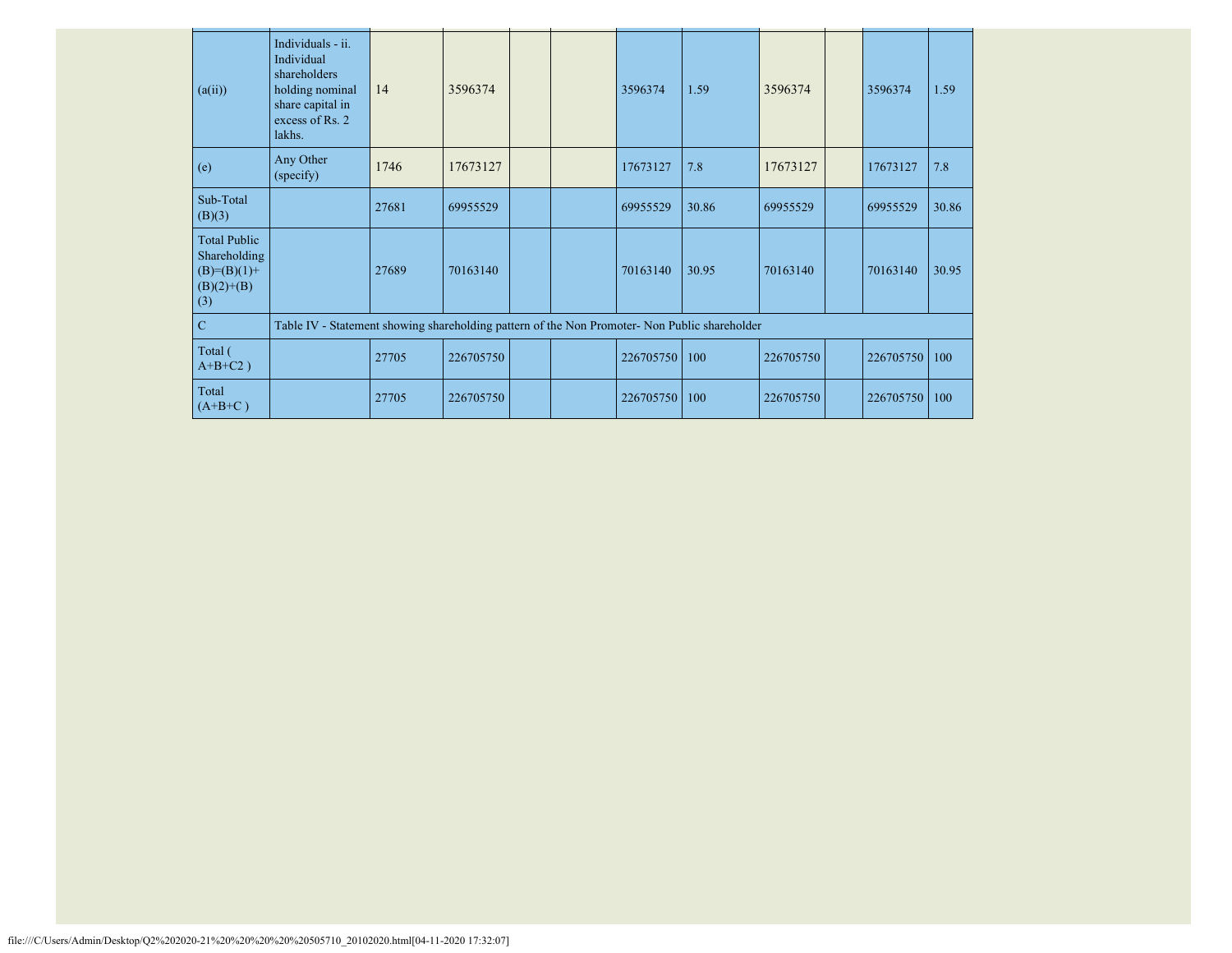| | | | | | | | | | | | |
|---|---|---|---|---|---|---|---|---|---|---|---|
| (a(ii)) | Individuals - ii. Individual shareholders holding nominal share capital in excess of Rs. 2 lakhs. | 14 | 3596374 | | | 3596374 | 1.59 | 3596374 | | 3596374 | 1.59 |
| (e) | Any Other (specify) | 1746 | 17673127 | | | 17673127 | 7.8 | 17673127 | | 17673127 | 7.8 |
| Sub-Total (B)(3) | | 27681 | 69955529 | | | 69955529 | 30.86 | 69955529 | | 69955529 | 30.86 |
| Total Public Shareholding (B)=(B)(1)+(B)(2)+(B)(3) | | 27689 | 70163140 | | | 70163140 | 30.95 | 70163140 | | 70163140 | 30.95 |
| C | Table IV - Statement showing shareholding pattern of the Non Promoter- Non Public shareholder | | | | | | | | | | |
| Total ( A+B+C2 ) | | 27705 | 226705750 | | | 226705750 | 100 | 226705750 | | 226705750 | 100 |
| Total (A+B+C ) | | 27705 | 226705750 | | | 226705750 | 100 | 226705750 | | 226705750 | 100 |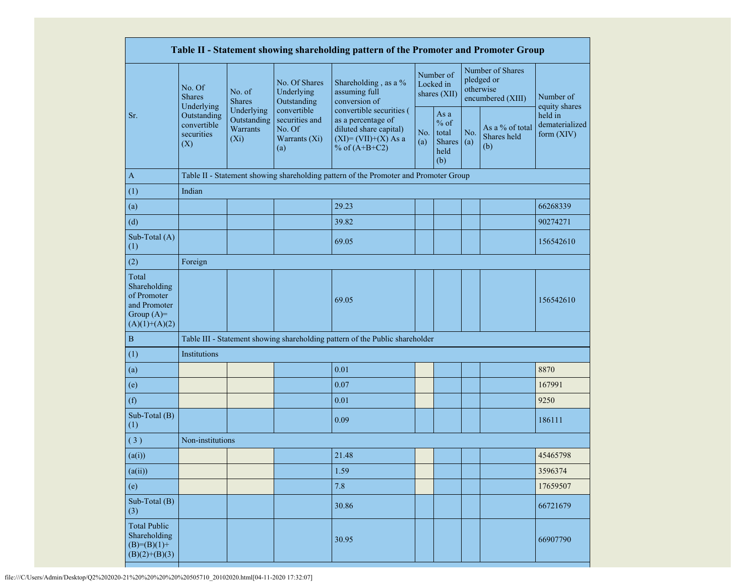| Table II - Statement showing shareholding pattern of the Promoter and Promoter Group | | | | | | | | | |
|---|---|---|---|---|---|---|---|---|---|
| Sr. | No. Of Shares Underlying Outstanding convertible securities (X) | No. of Shares Underlying Outstanding Warrants (Xi) | No. Of Shares Underlying Outstanding convertible securities and No. Of Warrants (Xi) (a) | Shareholding , as a % assuming full conversion of convertible securities ( as a percentage of diluted share capital) (XI)= (VII)+(X) As a % of (A+B+C2) | Number of Locked in shares (XII) | | Number of Shares pledged or otherwise encumbered (XIII) | | Number of equity shares held in dematerialized form (XIV) |
| | | | | | No. (a) | As a % of total Shares held (b) | No. (a) | As a % of total Shares held (b) | |
| A | Table II - Statement showing shareholding pattern of the Promoter and Promoter Group | | | | | | | | |
| (1) | Indian | | | | | | | | |
| (a) | | | | 29.23 | | | | | 66268339 |
| (d) | | | | 39.82 | | | | | 90274271 |
| Sub-Total (A) (1) | | | | 69.05 | | | | | 156542610 |
| (2) | Foreign | | | | | | | | |
| Total Shareholding of Promoter and Promoter Group (A)=(A)(1)+(A)(2) | | | | 69.05 | | | | | 156542610 |
| B | Table III - Statement showing shareholding pattern of the Public shareholder | | | | | | | | |
| (1) | Institutions | | | | | | | | |
| (a) | | | | 0.01 | | | | | 8870 |
| (e) | | | | 0.07 | | | | | 167991 |
| (f) | | | | 0.01 | | | | | 9250 |
| Sub-Total (B) (1) | | | | 0.09 | | | | | 186111 |
| ( 3 ) | Non-institutions | | | | | | | | |
| (a(i)) | | | | 21.48 | | | | | 45465798 |
| (a(ii)) | | | | 1.59 | | | | | 3596374 |
| (e) | | | | 7.8 | | | | | 17659507 |
| Sub-Total (B) (3) | | | | 30.86 | | | | | 66721679 |
| Total Public Shareholding (B)=(B)(1)+(B)(2)+(B)(3) | | | | 30.95 | | | | | 66907790 |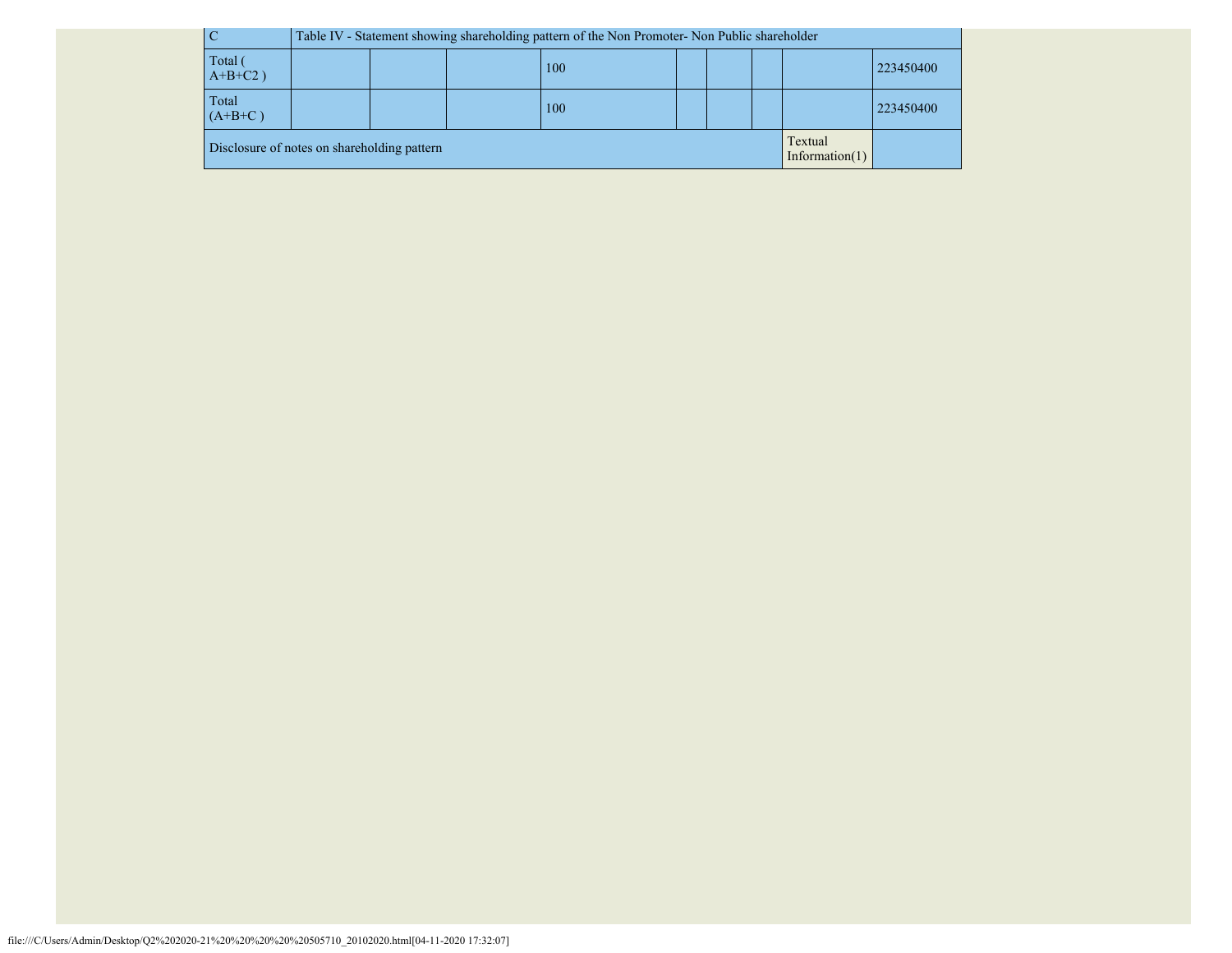| C | Table IV - Statement showing shareholding pattern of the Non Promoter- Non Public shareholder | | | | | | | | |
|---|---|---|---|---|---|---|---|---|---|
| Total ( A+B+C2 ) | | | | 100 | | | | | 223450400 |
| Total (A+B+C ) | | | | 100 | | | | | 223450400 |
| Disclosure of notes on shareholding pattern | | | | | | | | Textual Information(1) | |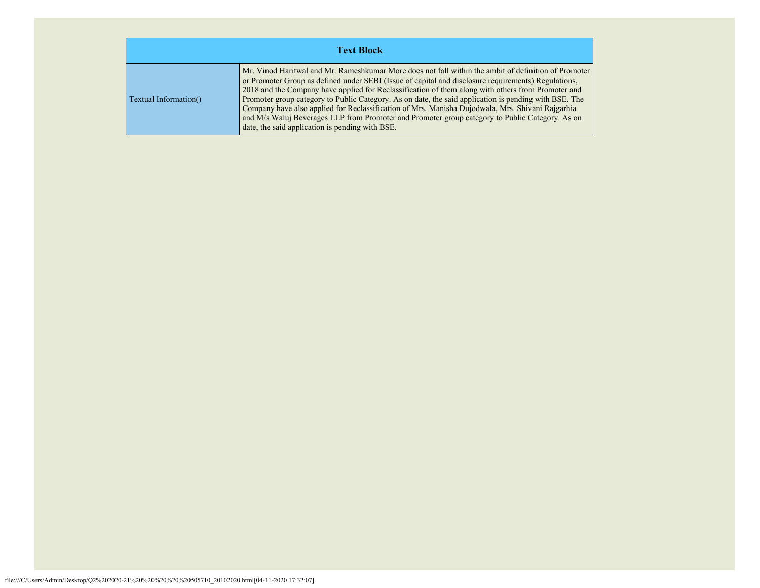| Text Block | |
|---|---|
| Textual Information() | Mr. Vinod Haritwal and Mr. Rameshkumar More does not fall within the ambit of definition of Promoter or Promoter Group as defined under SEBI (Issue of capital and disclosure requirements) Regulations, 2018 and the Company have applied for Reclassification of them along with others from Promoter and Promoter group category to Public Category. As on date, the said application is pending with BSE. The Company have also applied for Reclassification of Mrs. Manisha Dujodwala, Mrs. Shivani Rajgarhia and M/s Waluj Beverages LLP from Promoter and Promoter group category to Public Category. As on date, the said application is pending with BSE. |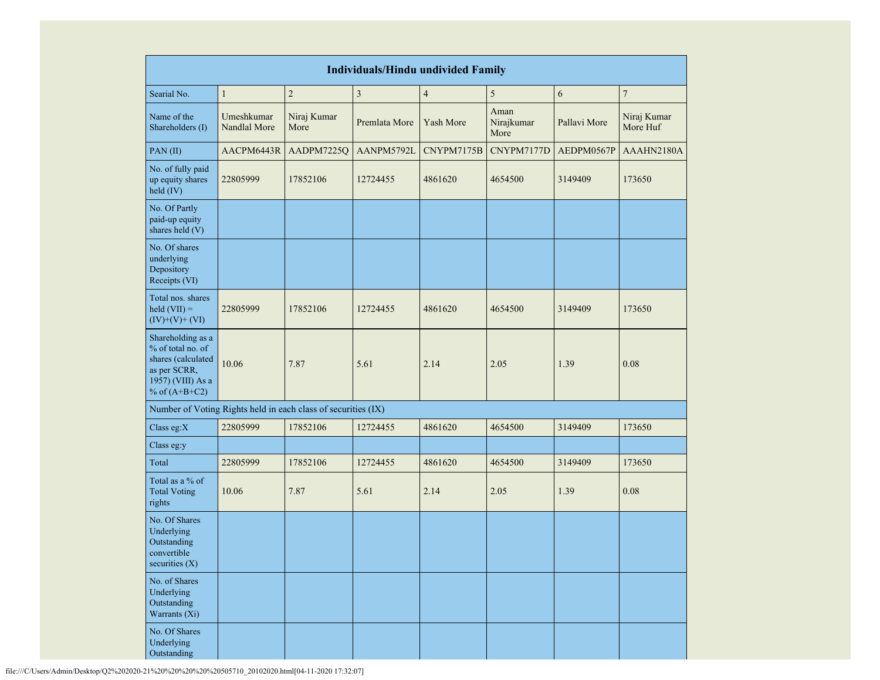| Individuals/Hindu undivided Family | | | | | | | |
|---|---|---|---|---|---|---|---|
| Searial No. | 1 | 2 | 3 | 4 | 5 | 6 | 7 |
| Name of the Shareholders (I) | Umeshkumar Nandlal More | Niraj Kumar More | Premlata More | Yash More | Aman Nirajkumar More | Pallavi More | Niraj Kumar More Huf |
| PAN (II) | AACPM6443R | AADPM7225Q | AANPM5792L | CNYPM7175B | CNYPM7177D | AEDPM0567P | AAAHN2180A |
| No. of fully paid up equity shares held (IV) | 22805999 | 17852106 | 12724455 | 4861620 | 4654500 | 3149409 | 173650 |
| No. Of Partly paid-up equity shares held (V) | | | | | | | |
| No. Of shares underlying Depository Receipts (VI) | | | | | | | |
| Total nos. shares held (VII) = (IV)+(V)+ (VI) | 22805999 | 17852106 | 12724455 | 4861620 | 4654500 | 3149409 | 173650 |
| Shareholding as a % of total no. of shares (calculated as per SCRR, 1957) (VIII) As a % of (A+B+C2) | 10.06 | 7.87 | 5.61 | 2.14 | 2.05 | 1.39 | 0.08 |
| Number of Voting Rights held in each class of securities (IX) | | | | | | | |
| Class eg:X | 22805999 | 17852106 | 12724455 | 4861620 | 4654500 | 3149409 | 173650 |
| Class eg:y | | | | | | | |
| Total | 22805999 | 17852106 | 12724455 | 4861620 | 4654500 | 3149409 | 173650 |
| Total as a % of Total Voting rights | 10.06 | 7.87 | 5.61 | 2.14 | 2.05 | 1.39 | 0.08 |
| No. Of Shares Underlying Outstanding convertible securities (X) | | | | | | | |
| No. of Shares Underlying Outstanding Warrants (Xi) | | | | | | | |
| No. Of Shares Underlying Outstanding | | | | | | | |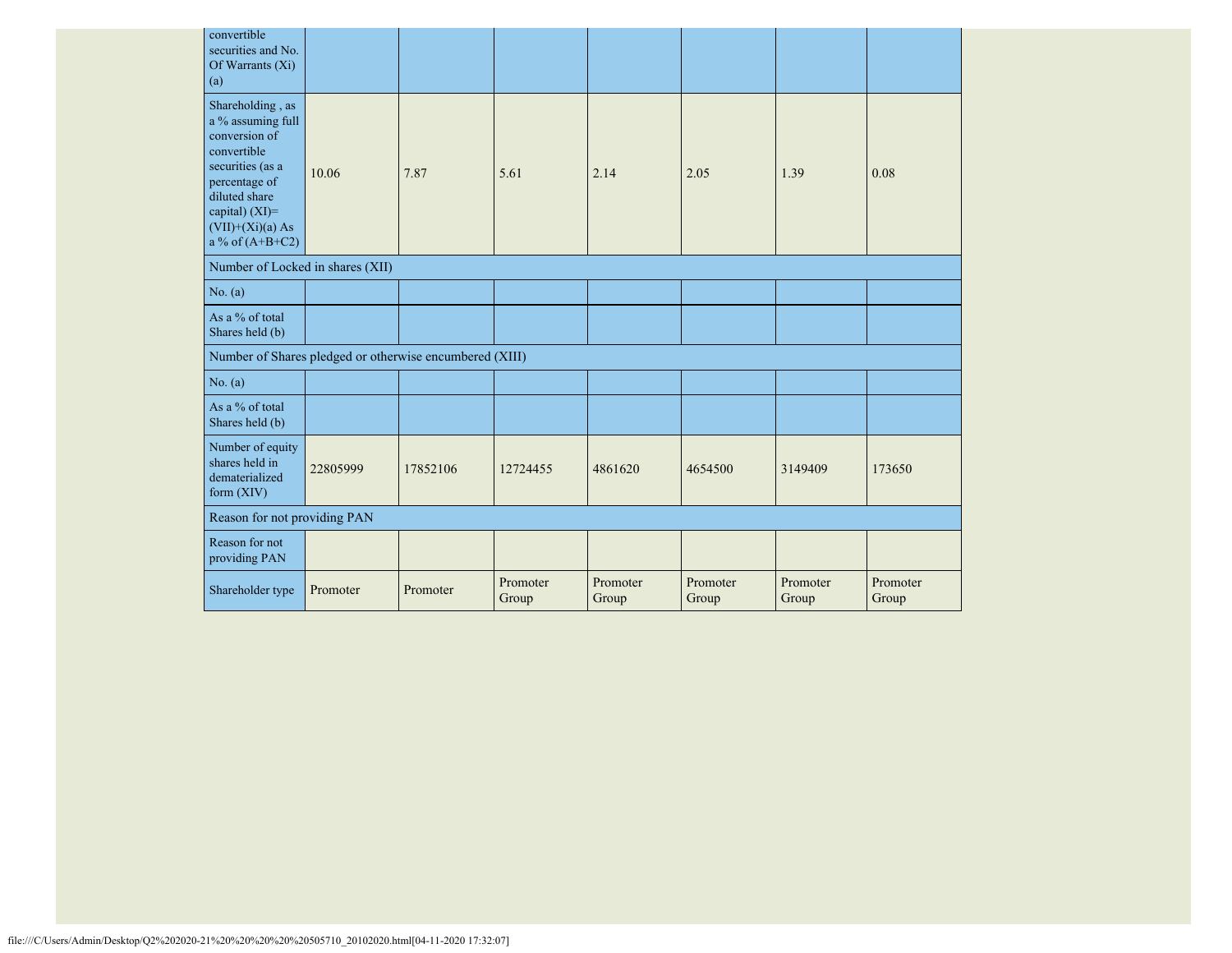| convertible securities and No. Of Warrants (Xi) (a) | | | | | | | |
|---|---|---|---|---|---|---|---|
| Shareholding , as a % assuming full conversion of convertible securities (as a percentage of diluted share capital) (XI)= (VII)+(Xi)(a) As a % of (A+B+C2) | 10.06 | 7.87 | 5.61 | 2.14 | 2.05 | 1.39 | 0.08 |
| Number of Locked in shares (XII) | | | | | | | |
| No. (a) | | | | | | | |
| As a % of total Shares held (b) | | | | | | | |
| Number of Shares pledged or otherwise encumbered (XIII) | | | | | | | |
| No. (a) | | | | | | | |
| As a % of total Shares held (b) | | | | | | | |
| Number of equity shares held in dematerialized form (XIV) | 22805999 | 17852106 | 12724455 | 4861620 | 4654500 | 3149409 | 173650 |
| Reason for not providing PAN | | | | | | | |
| Reason for not providing PAN | | | | | | | |
| Shareholder type | Promoter | Promoter | Promoter Group | Promoter Group | Promoter Group | Promoter Group | Promoter Group |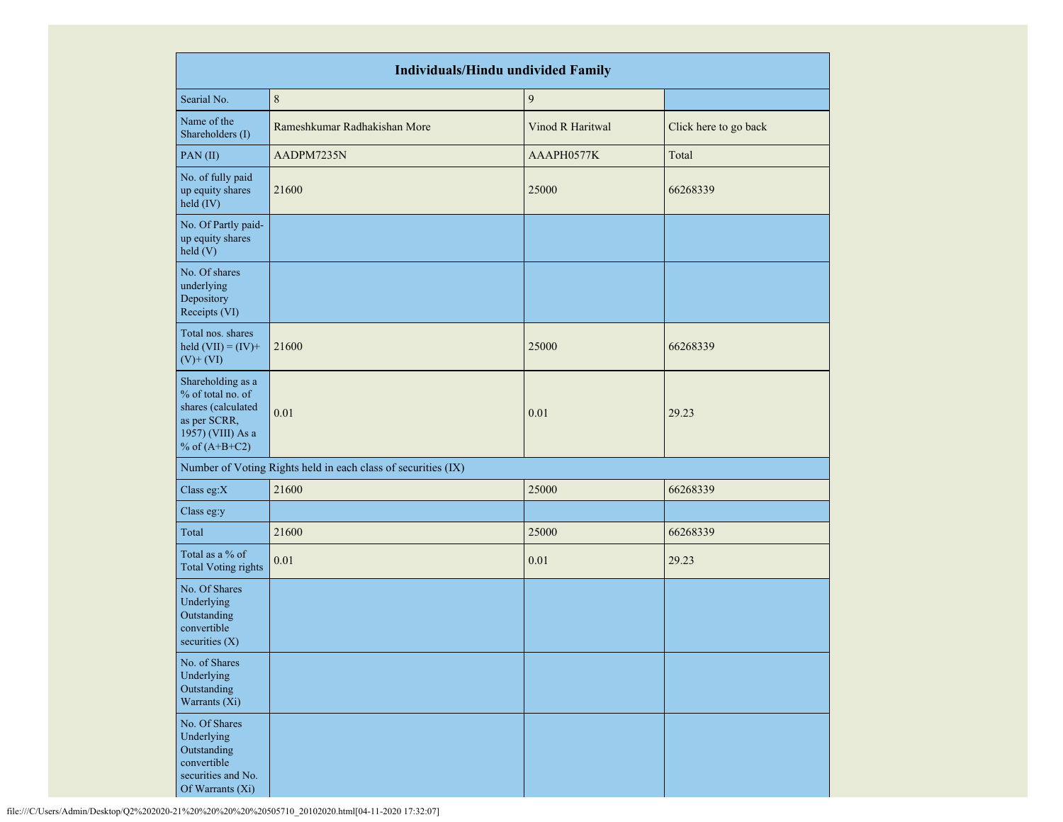| Individuals/Hindu undivided Family | | | |
|---|---|---|---|
| Searial No. | 8 | 9 | |
| Name of the Shareholders (I) | Rameshkumar Radhakishan More | Vinod R Haritwal | Click here to go back |
| PAN (II) | AADPM7235N | AAAPH0577K | Total |
| No. of fully paid up equity shares held (IV) | 21600 | 25000 | 66268339 |
| No. Of Partly paid-up equity shares held (V) | | | |
| No. Of shares underlying Depository Receipts (VI) | | | |
| Total nos. shares held (VII) = (IV)+ (V)+ (VI) | 21600 | 25000 | 66268339 |
| Shareholding as a % of total no. of shares (calculated as per SCRR, 1957) (VIII) As a % of (A+B+C2) | 0.01 | 0.01 | 29.23 |
| Number of Voting Rights held in each class of securities (IX) | | | |
| Class eg:X | 21600 | 25000 | 66268339 |
| Class eg:y | | | |
| Total | 21600 | 25000 | 66268339 |
| Total as a % of Total Voting rights | 0.01 | 0.01 | 29.23 |
| No. Of Shares Underlying Outstanding convertible securities (X) | | | |
| No. of Shares Underlying Outstanding Warrants (Xi) | | | |
| No. Of Shares Underlying Outstanding convertible securities and No. Of Warrants (Xi) | | | |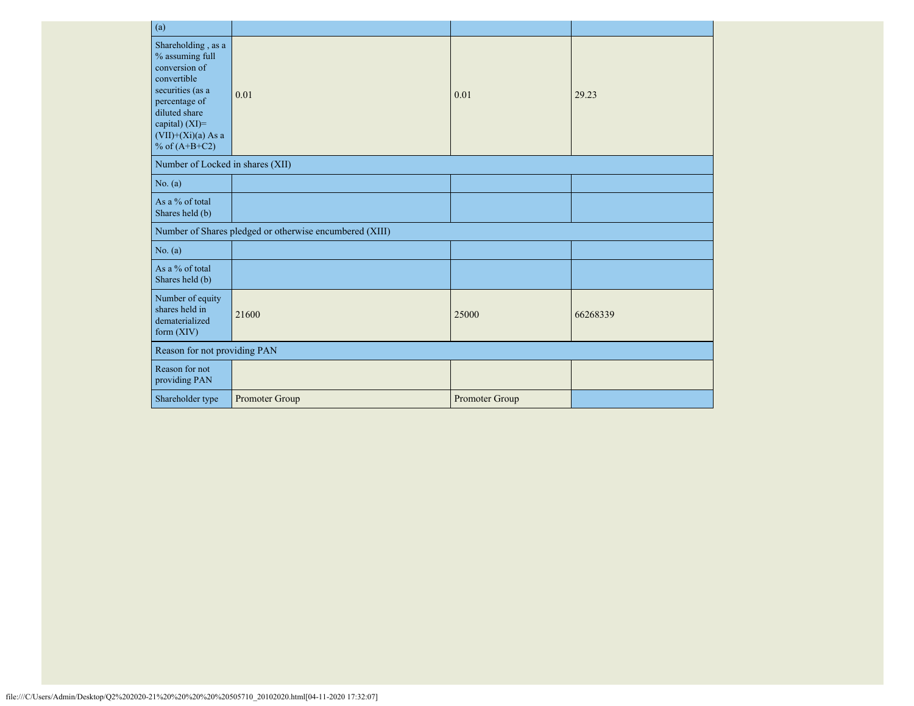| (a) | | | |
|---|---|---|---|
| Shareholding , as a % assuming full conversion of convertible securities (as a percentage of diluted share capital) (XI)= (VII)+(Xi)(a) As a % of (A+B+C2) | 0.01 | 0.01 | 29.23 |
| Number of Locked in shares (XII) | | | |
| No. (a) | | | |
| As a % of total Shares held (b) | | | |
| Number of Shares pledged or otherwise encumbered (XIII) | | | |
| No. (a) | | | |
| As a % of total Shares held (b) | | | |
| Number of equity shares held in dematerialized form (XIV) | 21600 | 25000 | 66268339 |
| Reason for not providing PAN | | | |
| Reason for not providing PAN | | | |
| Shareholder type | Promoter Group | Promoter Group | |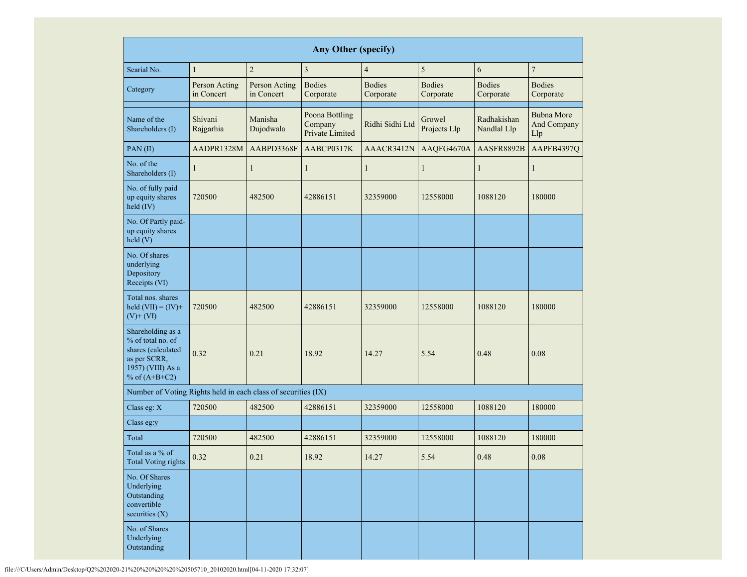| Any Other (specify) | | | | | | | |
|---|---|---|---|---|---|---|---|
| Searial No. | 1 | 2 | 3 | 4 | 5 | 6 | 7 |
| Category | Person Acting in Concert | Person Acting in Concert | Bodies Corporate | Bodies Corporate | Bodies Corporate | Bodies Corporate | Bodies Corporate |
| | | | | | | | |
| Name of the Shareholders (I) | Shivani Rajgarhia | Manisha Dujodwala | Poona Bottling Company Private Limited | Ridhi Sidhi Ltd | Growel Projects Llp | Radhakishan Nandlal Llp | Bubna More And Company Llp |
| PAN (II) | AADPR1328M | AABPD3368F | AABCP0317K | AAACR3412N | AAQFG4670A | AASFR8892B | AAPFB4397Q |
| No. of the Shareholders (I) | 1 | 1 | 1 | 1 | 1 | 1 | 1 |
| No. of fully paid up equity shares held (IV) | 720500 | 482500 | 42886151 | 32359000 | 12558000 | 1088120 | 180000 |
| No. Of Partly paid-up equity shares held (V) | | | | | | | |
| No. Of shares underlying Depository Receipts (VI) | | | | | | | |
| Total nos. shares held (VII) = (IV)+ (V)+ (VI) | 720500 | 482500 | 42886151 | 32359000 | 12558000 | 1088120 | 180000 |
| Shareholding as a % of total no. of shares (calculated as per SCRR, 1957) (VIII) As a % of (A+B+C2) | 0.32 | 0.21 | 18.92 | 14.27 | 5.54 | 0.48 | 0.08 |
| Number of Voting Rights held in each class of securities (IX) | | | | | | | |
| Class eg: X | 720500 | 482500 | 42886151 | 32359000 | 12558000 | 1088120 | 180000 |
| Class eg:y | | | | | | | |
| Total | 720500 | 482500 | 42886151 | 32359000 | 12558000 | 1088120 | 180000 |
| Total as a % of Total Voting rights | 0.32 | 0.21 | 18.92 | 14.27 | 5.54 | 0.48 | 0.08 |
| No. Of Shares Underlying Outstanding convertible securities (X) | | | | | | | |
| No. of Shares Underlying Outstanding | | | | | | | |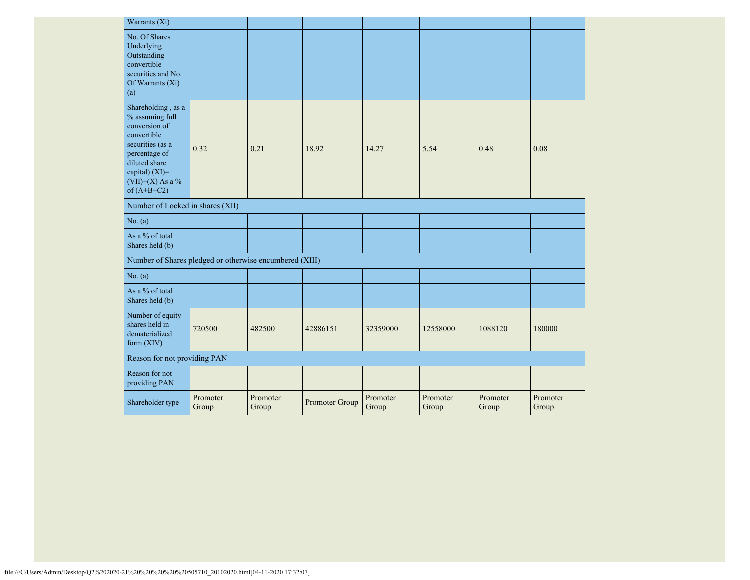| Warrants (Xi) | | | | | | | |
|---|---|---|---|---|---|---|---|
| No. Of Shares Underlying Outstanding convertible securities and No. Of Warrants (Xi) (a) | | | | | | | |
| Shareholding , as a % assuming full conversion of convertible securities (as a percentage of diluted share capital) (XI)= (VII)+(X) As a % of (A+B+C2) | 0.32 | 0.21 | 18.92 | 14.27 | 5.54 | 0.48 | 0.08 |
| Number of Locked in shares (XII) | | | | | | | |
| No. (a) | | | | | | | |
| As a % of total Shares held (b) | | | | | | | |
| Number of Shares pledged or otherwise encumbered (XIII) | | | | | | | |
| No. (a) | | | | | | | |
| As a % of total Shares held (b) | | | | | | | |
| Number of equity shares held in dematerialized form (XIV) | 720500 | 482500 | 42886151 | 32359000 | 12558000 | 1088120 | 180000 |
| Reason for not providing PAN | | | | | | | |
| Reason for not providing PAN | | | | | | | |
| Shareholder type | Promoter Group | Promoter Group | Promoter Group | Promoter Group | Promoter Group | Promoter Group | Promoter Group |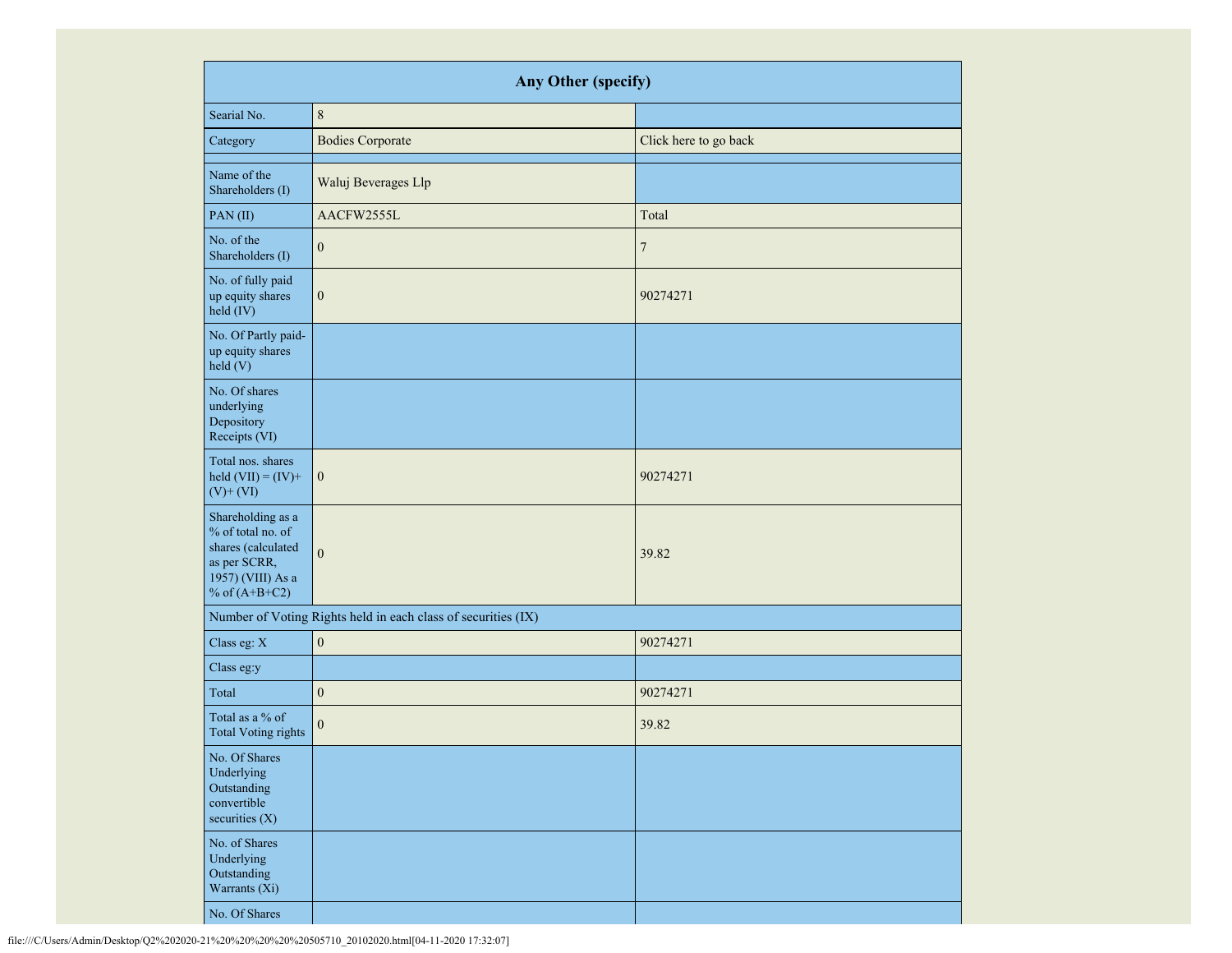| Any Other (specify) | | |
|---|---|---|
| Searial No. | 8 | |
| Category | Bodies Corporate | Click here to go back |
| | | |
| Name of the Shareholders (I) | Waluj Beverages Llp | |
| PAN (II) | AACFW2555L | Total |
| No. of the Shareholders (I) | 0 | 7 |
| No. of fully paid up equity shares held (IV) | 0 | 90274271 |
| No. Of Partly paid-up equity shares held (V) | | |
| No. Of shares underlying Depository Receipts (VI) | | |
| Total nos. shares held (VII) = (IV)+ (V)+ (VI) | 0 | 90274271 |
| Shareholding as a % of total no. of shares (calculated as per SCRR, 1957) (VIII) As a % of (A+B+C2) | 0 | 39.82 |
| Number of Voting Rights held in each class of securities (IX) | | |
| Class eg: X | 0 | 90274271 |
| Class eg:y | | |
| Total | 0 | 90274271 |
| Total as a % of Total Voting rights | 0 | 39.82 |
| No. Of Shares Underlying Outstanding convertible securities (X) | | |
| No. of Shares Underlying Outstanding Warrants (Xi) | | |
| No. Of Shares | | |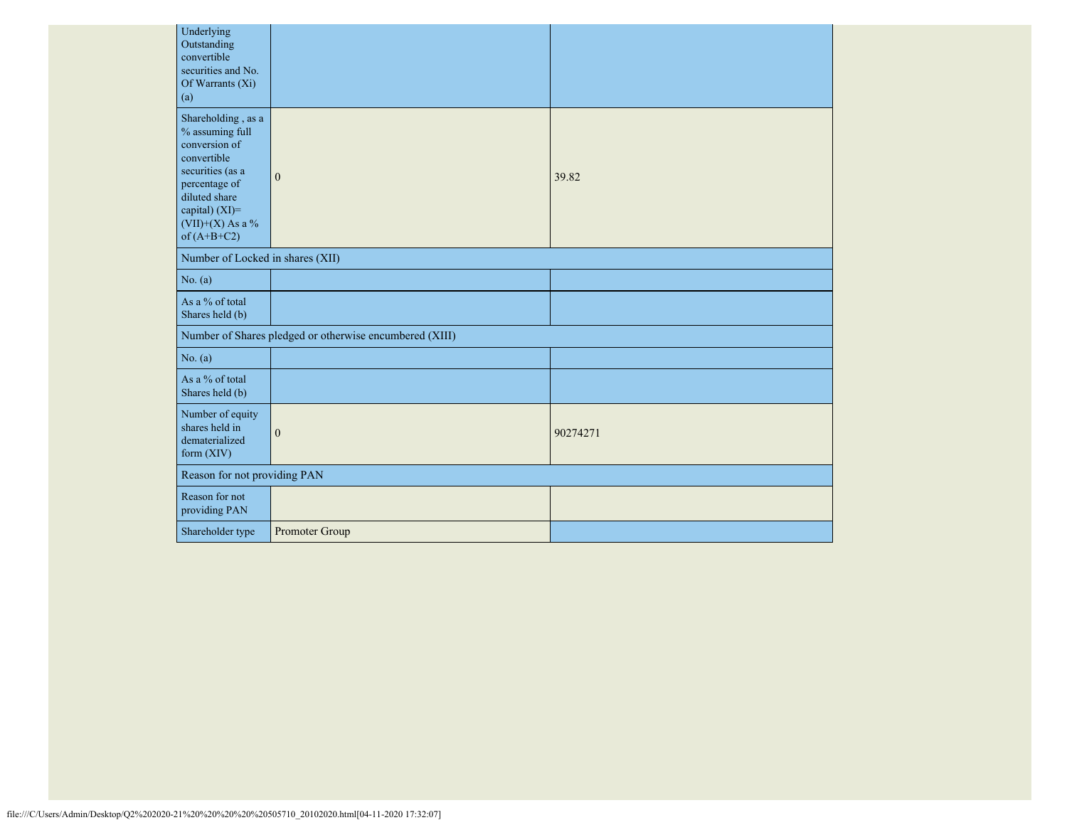| | | |
|---|---|---|
| Underlying Outstanding convertible securities and No. Of Warrants (Xi) (a) | | |
| Shareholding , as a % assuming full conversion of convertible securities (as a percentage of diluted share capital) (XI)= (VII)+(X) As a % of (A+B+C2) | 0 | 39.82 |
| Number of Locked in shares (XII) | | |
| No. (a) | | |
| As a % of total Shares held (b) | | |
| Number of Shares pledged or otherwise encumbered (XIII) | | |
| No. (a) | | |
| As a % of total Shares held (b) | | |
| Number of equity shares held in dematerialized form (XIV) | 0 | 90274271 |
| Reason for not providing PAN | | |
| Reason for not providing PAN | | |
| Shareholder type | Promoter Group | |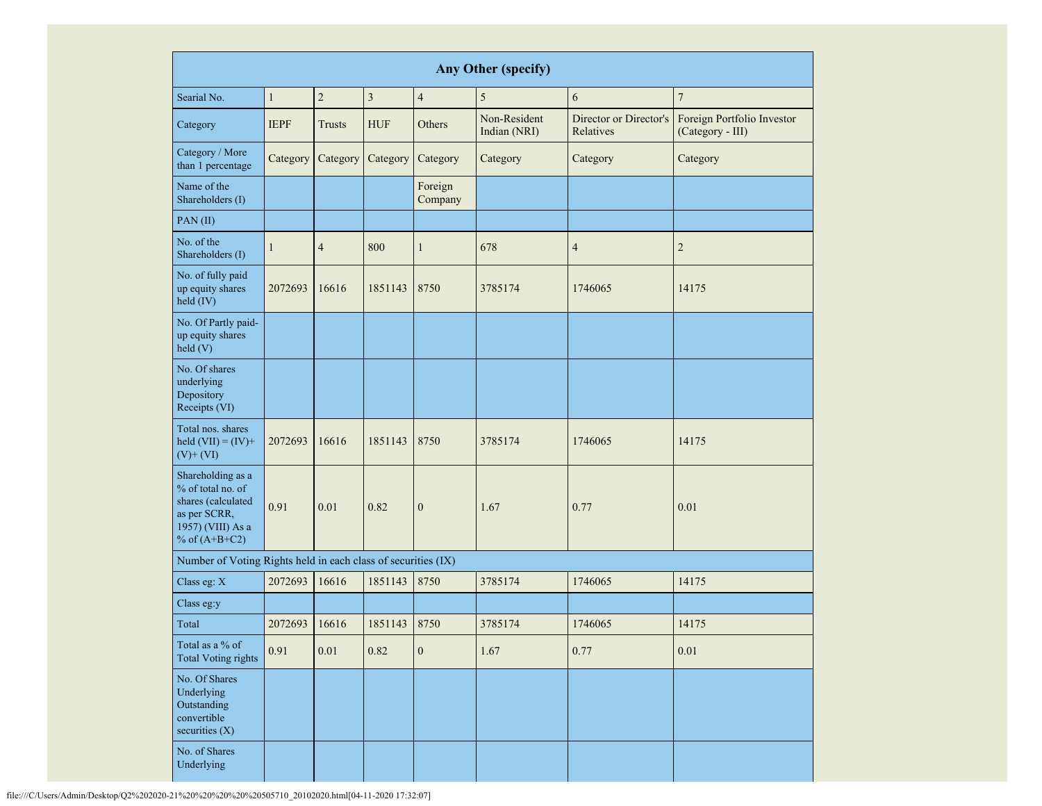| Any Other (specify) | | | | | | | |
|---|---|---|---|---|---|---|---|
| Searial No. | 1 | 2 | 3 | 4 | 5 | 6 | 7 |
| Category | IEPF | Trusts | HUF | Others | Non-Resident Indian (NRI) | Director or Director's Relatives | Foreign Portfolio Investor (Category - III) |
| Category / More than 1 percentage | Category | Category | Category | Category | Category | Category | Category |
| Name of the Shareholders (I) | | | | Foreign Company | | | |
| PAN (II) | | | | | | | |
| No. of the Shareholders (I) | 1 | 4 | 800 | 1 | 678 | 4 | 2 |
| No. of fully paid up equity shares held (IV) | 2072693 | 16616 | 1851143 | 8750 | 3785174 | 1746065 | 14175 |
| No. Of Partly paid-up equity shares held (V) | | | | | | | |
| No. Of shares underlying Depository Receipts (VI) | | | | | | | |
| Total nos. shares held (VII) = (IV)+ (V)+ (VI) | 2072693 | 16616 | 1851143 | 8750 | 3785174 | 1746065 | 14175 |
| Shareholding as a % of total no. of shares (calculated as per SCRR, 1957) (VIII) As a % of (A+B+C2) | 0.91 | 0.01 | 0.82 | 0 | 1.67 | 0.77 | 0.01 |
| Number of Voting Rights held in each class of securities (IX) | | | | | | | |
| Class eg: X | 2072693 | 16616 | 1851143 | 8750 | 3785174 | 1746065 | 14175 |
| Class eg:y | | | | | | | |
| Total | 2072693 | 16616 | 1851143 | 8750 | 3785174 | 1746065 | 14175 |
| Total as a % of Total Voting rights | 0.91 | 0.01 | 0.82 | 0 | 1.67 | 0.77 | 0.01 |
| No. Of Shares Underlying Outstanding convertible securities (X) | | | | | | | |
| No. of Shares Underlying | | | | | | | |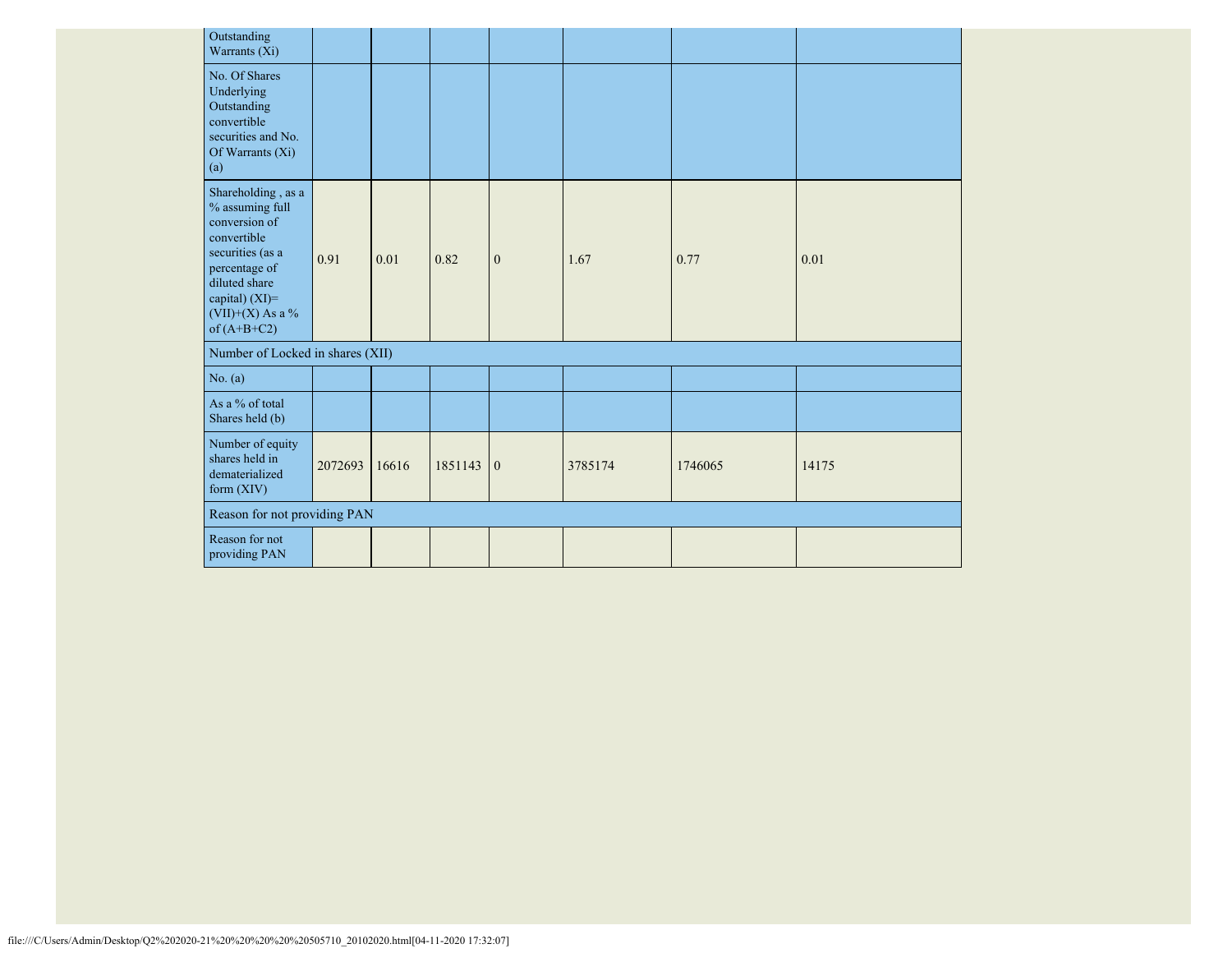| | | | | | | | |
|---|---|---|---|---|---|---|---|
| Outstanding Warrants (Xi) | | | | | | | |
| No. Of Shares Underlying Outstanding convertible securities and No. Of Warrants (Xi) (a) | | | | | | | |
| Shareholding , as a % assuming full conversion of convertible securities (as a percentage of diluted share capital) (XI)= (VII)+(X) As a % of (A+B+C2) | 0.91 | 0.01 | 0.82 | 0 | 1.67 | 0.77 | 0.01 |
| Number of Locked in shares (XII) | | | | | | | |
| No. (a) | | | | | | | |
| As a % of total Shares held (b) | | | | | | | |
| Number of equity shares held in dematerialized form (XIV) | 2072693 | 16616 | 1851143 | 0 | 3785174 | 1746065 | 14175 |
| Reason for not providing PAN | | | | | | | |
| Reason for not providing PAN | | | | | | | |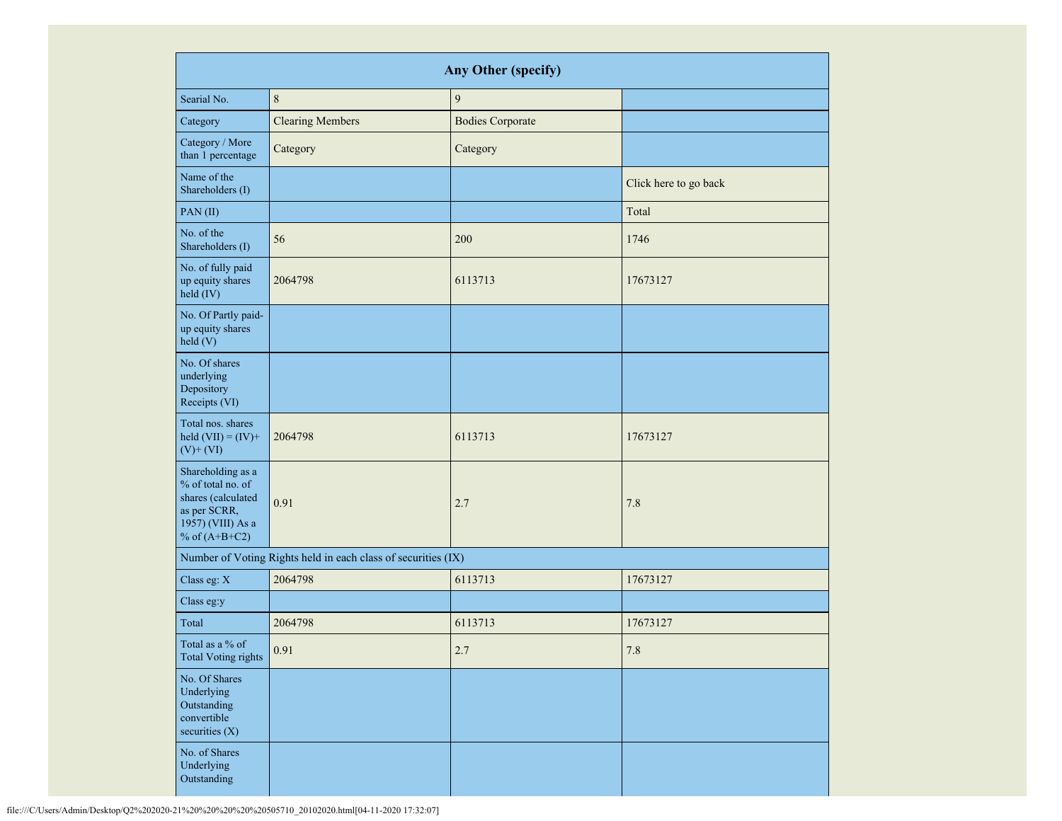| Any Other (specify) | | | |
|---|---|---|---|
| Searial No. | 8 | 9 | |
| Category | Clearing Members | Bodies Corporate | |
| Category / More than 1 percentage | Category | Category | |
| Name of the Shareholders (I) | | | Click here to go back |
| PAN (II) | | | Total |
| No. of the Shareholders (I) | 56 | 200 | 1746 |
| No. of fully paid up equity shares held (IV) | 2064798 | 6113713 | 17673127 |
| No. Of Partly paid-up equity shares held (V) | | | |
| No. Of shares underlying Depository Receipts (VI) | | | |
| Total nos. shares held (VII) = (IV)+ (V)+ (VI) | 2064798 | 6113713 | 17673127 |
| Shareholding as a % of total no. of shares (calculated as per SCRR, 1957) (VIII) As a % of (A+B+C2) | 0.91 | 2.7 | 7.8 |
| Number of Voting Rights held in each class of securities (IX) | | | |
| Class eg: X | 2064798 | 6113713 | 17673127 |
| Class eg:y | | | |
| Total | 2064798 | 6113713 | 17673127 |
| Total as a % of Total Voting rights | 0.91 | 2.7 | 7.8 |
| No. Of Shares Underlying Outstanding convertible securities (X) | | | |
| No. of Shares Underlying Outstanding | | | |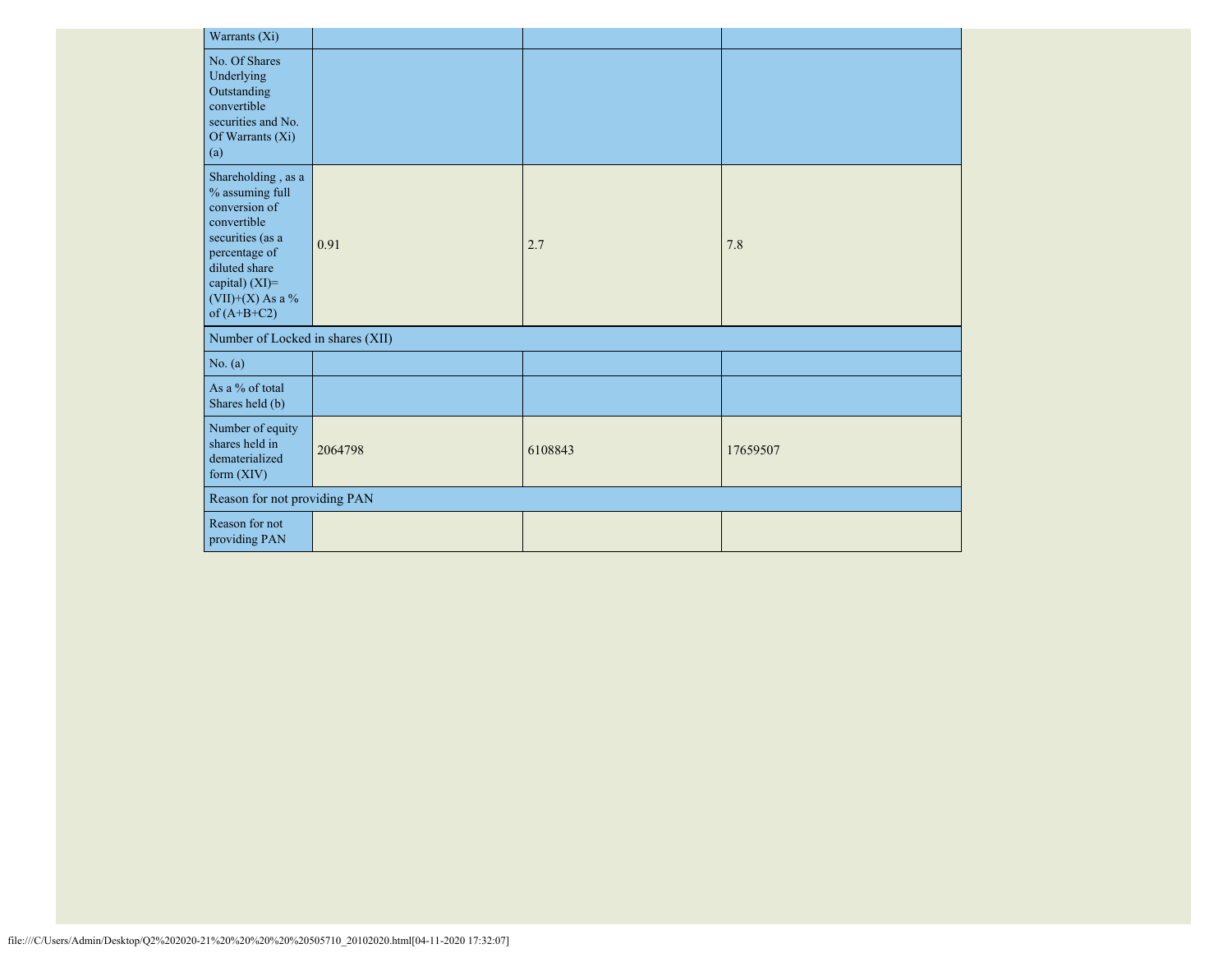| Warrants (Xi) | | | |
|---|---|---|---|
| No. Of Shares Underlying Outstanding convertible securities and No. Of Warrants (Xi) (a) | | | |
| Shareholding , as a % assuming full conversion of convertible securities (as a percentage of diluted share capital) (XI)= (VII)+(X) As a % of (A+B+C2) | 0.91 | 2.7 | 7.8 |
| Number of Locked in shares (XII) | | | |
| No. (a) | | | |
| As a % of total Shares held (b) | | | |
| Number of equity shares held in dematerialized form (XIV) | 2064798 | 6108843 | 17659507 |
| Reason for not providing PAN | | | |
| Reason for not providing PAN | | | |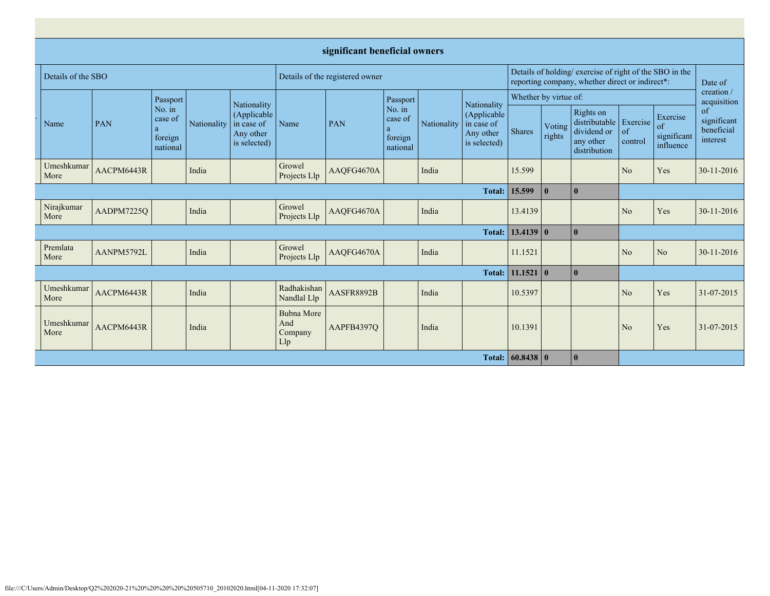## significant beneficial owners

| | Details of the SBO | | | | | Details of the registered owner | | | | | Details of holding/ exercise of right of the SBO in the reporting company, whether direct or indirect*: | | | | | Date of creation / acquisition of significant beneficial interest |
|---|---|---|---|---|---|---|---|---|---|---|---|---|---|---|---|---|
| | | | | | | | | | | | Whether by virtue of: | | | | | |
| | Name | PAN | Passport No. in case of a foreign national | Nationality | Nationality (Applicable in case of Any other is selected) | Name | PAN | Passport No. in case of a foreign national | Nationality | Nationality (Applicable in case of Any other is selected) | Shares | Voting rights | Rights on distributable dividend or any other distribution | Exercise of control | Exercise of significant influence | |
| | Umeshkumar More | AACPM6443R | | India | | Growel Projects Llp | AAQFG4670A | | India | | 15.599 | | | No | Yes | 30-11-2016 |
| | | | | | | | | | | **Total:** | **15.599** | **0** | **0** | | | |
| | Nirajkumar More | AADPM7225Q | | India | | Growel Projects Llp | AAQFG4670A | | India | | 13.4139 | | | No | Yes | 30-11-2016 |
| | | | | | | | | | | **Total:** | **13.4139** | **0** | **0** | | | |
| | Premlata More | AANPM5792L | | India | | Growel Projects Llp | AAQFG4670A | | India | | 11.1521 | | | No | No | 30-11-2016 |
| | | | | | | | | | | **Total:** | **11.1521** | **0** | **0** | | | |
| | Umeshkumar More | AACPM6443R | | India | | Radhakishan Nandlal Llp | AASFR8892B | | India | | 10.5397 | | | No | Yes | 31-07-2015 |
| | Umeshkumar More | AACPM6443R | | India | | Bubna More And Company Llp | AAPFB4397Q | | India | | 10.1391 | | | No | Yes | 31-07-2015 |
| | | | | | | | | | | **Total:** | **60.8438** | **0** | **0** | | | |